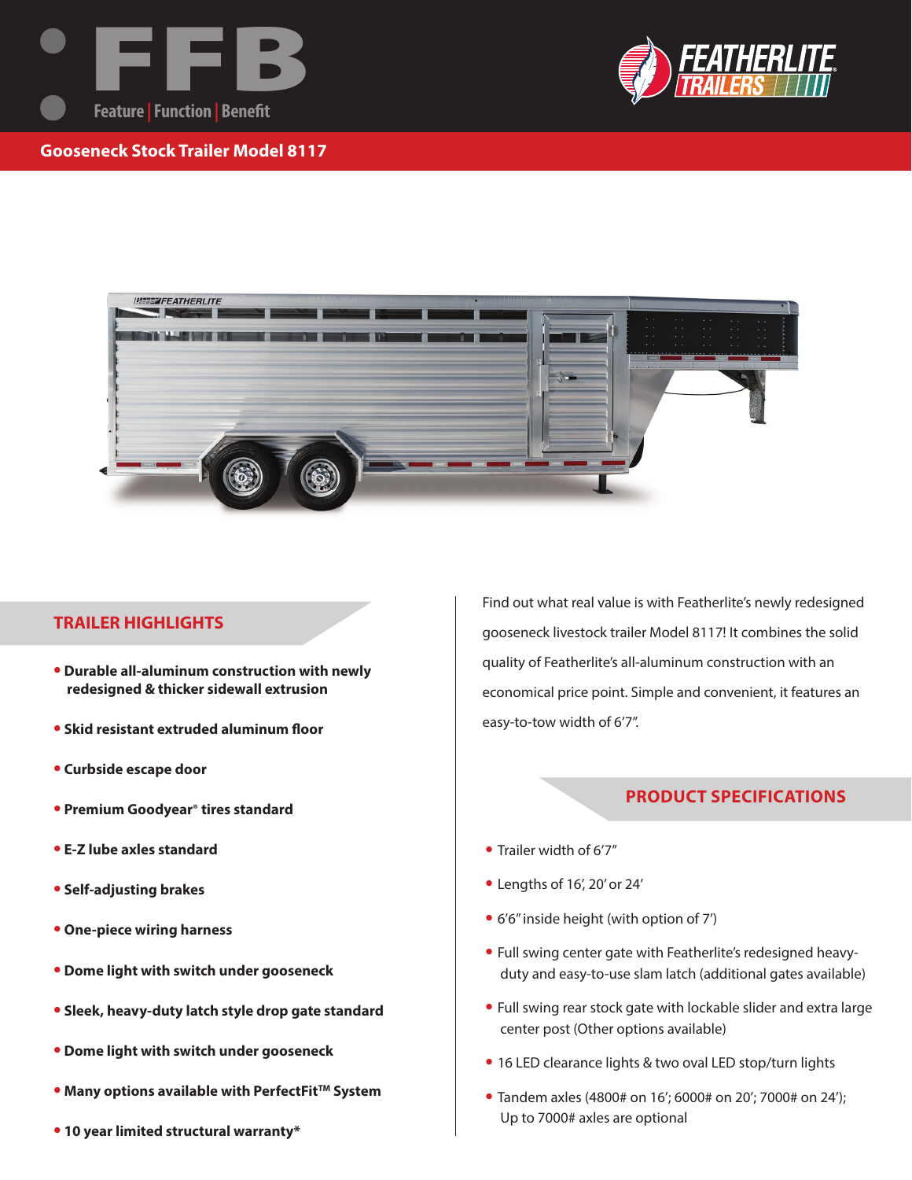# FFB

Feature | Function | Benefit

FEATHERLITE TRAILERS

## Gooseneck Stock Trailer Model 8117

Find out what real value is with Featherlite's newly redesigned gooseneck livestock trailer Model 8117! It combines the solid quality of Featherlite's all-aluminum construction with an economical price point. Simple and convenient, it features an easy-to-tow width of 6'7".

### TRAILER HIGHLIGHTS

- **Durable all-aluminum construction with newly redesigned & thicker sidewall extrusion**
- **Skid resistant extruded aluminum floor**
- **Curbside escape door**
- **Premium Goodyear® tires standard**
- **E-Z lube axles standard**
- **Self-adjusting brakes**
- **One-piece wiring harness**
- **Dome light with switch under gooseneck**
- **Sleek, heavy-duty latch style drop gate standard**
- **Dome light with switch under gooseneck**
- **Many options available with PerfectFit™ System**
- **10 year limited structural warranty***

### PRODUCT SPECIFICATIONS

- Trailer width of 6'7"
- Lengths of 16', 20' or 24'
- 6'6" inside height (with option of 7')
- Full swing center gate with Featherlite's redesigned heavy-duty and easy-to-use slam latch (additional gates available)
- Full swing rear stock gate with lockable slider and extra large center post (Other options available)
- 16 LED clearance lights & two oval LED stop/turn lights
- Tandem axles (4800# on 16'; 6000# on 20'; 7000# on 24'); Up to 7000# axles are optional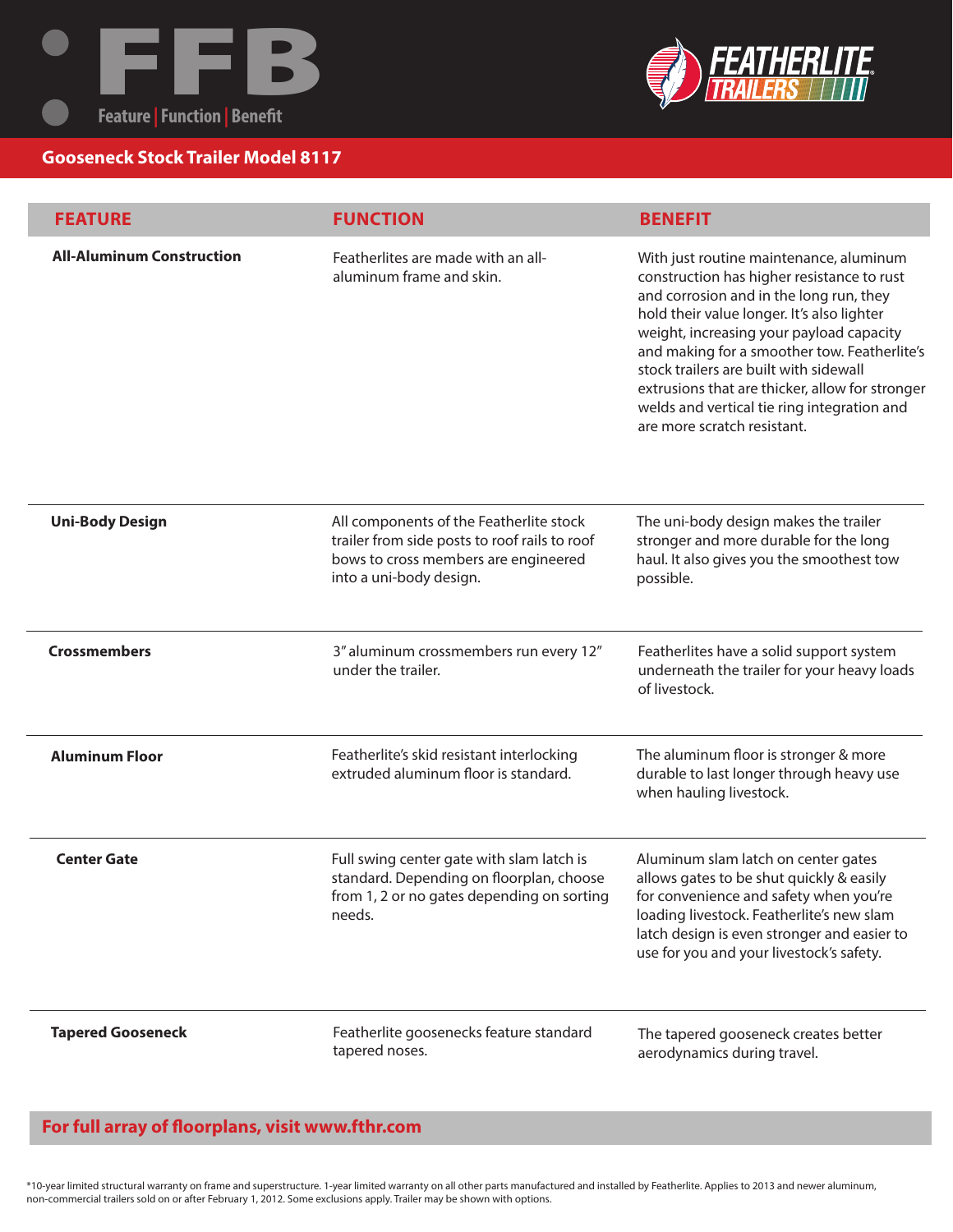# FFB

Feature | Function | Benefit

FEATHERLITE TRAILERS

## Gooseneck Stock Trailer Model 8117

| FEATURE | FUNCTION | BENEFIT |
|---|---|---|
| **All-Aluminum Construction** | Featherlites are made with an all-aluminum frame and skin. | With just routine maintenance, aluminum construction has higher resistance to rust and corrosion and in the long run, they hold their value longer. It's also lighter weight, increasing your payload capacity and making for a smoother tow. Featherlite's stock trailers are built with sidewall extrusions that are thicker, allow for stronger welds and vertical tie ring integration and are more scratch resistant. |
| **Uni-Body Design** | All components of the Featherlite stock trailer from side posts to roof rails to roof bows to cross members are engineered into a uni-body design. | The uni-body design makes the trailer stronger and more durable for the long haul. It also gives you the smoothest tow possible. |
| **Crossmembers** | 3" aluminum crossmembers run every 12" under the trailer. | Featherlites have a solid support system underneath the trailer for your heavy loads of livestock. |
| **Aluminum Floor** | Featherlite's skid resistant interlocking extruded aluminum floor is standard. | The aluminum floor is stronger & more durable to last longer through heavy use when hauling livestock. |
| **Center Gate** | Full swing center gate with slam latch is standard. Depending on floorplan, choose from 1, 2 or no gates depending on sorting needs. | Aluminum slam latch on center gates allows gates to be shut quickly & easily for convenience and safety when you're loading livestock. Featherlite's new slam latch design is even stronger and easier to use for you and your livestock's safety. |
| **Tapered Gooseneck** | Featherlite goosenecks feature standard tapered noses. | The tapered gooseneck creates better aerodynamics during travel. |

**For full array of floorplans, visit www.fthr.com**

*10-year limited structural warranty on frame and superstructure. 1-year limited warranty on all other parts manufactured and installed by Featherlite. Applies to 2013 and newer aluminum, non-commercial trailers sold on or after February 1, 2012. Some exclusions apply. Trailer may be shown with options.